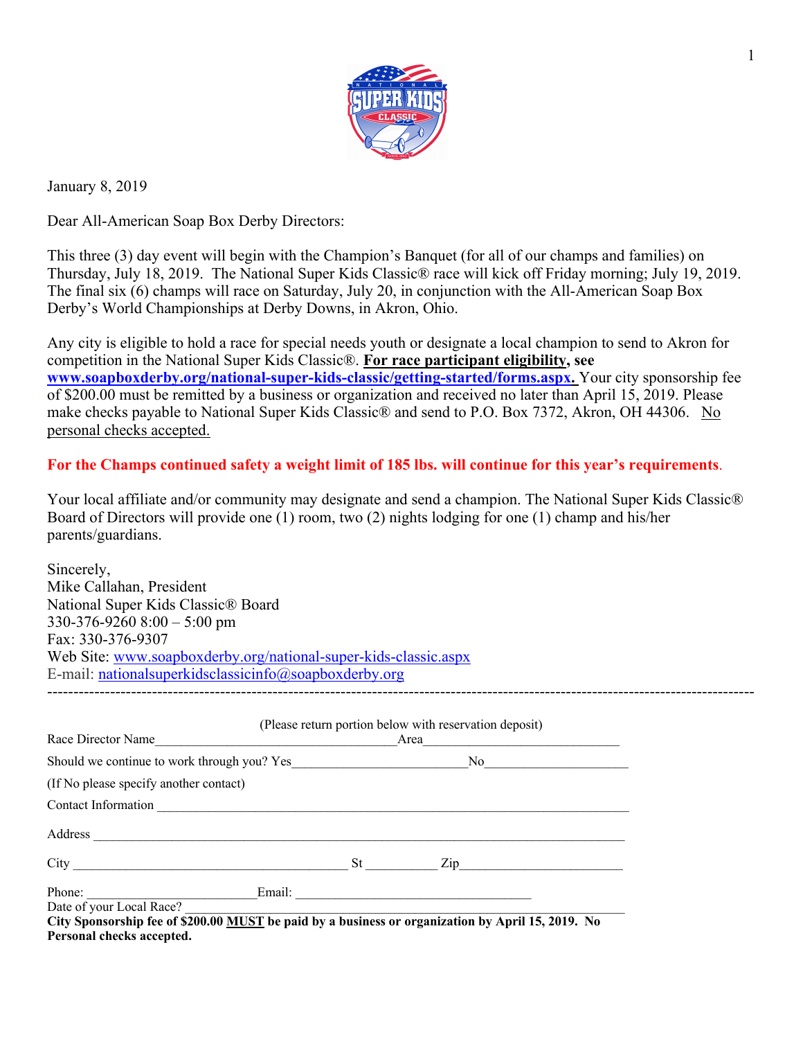January 8, 2019

Dear All-American Soap Box Derby Directors:

This three (3) day event will begin with the Champion's Banquet (for all of our champs and families) on Thursday, July 18, 2019. The National Super Kids Classic® race will kick off Friday morning; July 19, 2019. The final six (6) champs will race on Saturday, July 20, in conjunction with the All-American Soap Box Derby's World Championships at Derby Downs, in Akron, Ohio.

Any city is eligible to hold a race for special needs youth or designate a local champion to send to Akron for competition in the National Super Kids Classic®. **For race participant eligibility, see www.soapboxderby.org/national-super-kids-classic/getting-started/forms.aspx.** Your city sponsorship fee of $200.00 must be remitted by a business or organization and received no later than April 15, 2019. Please make checks payable to National Super Kids Classic® and send to P.O. Box 7372, Akron, OH 44306. No personal checks accepted.

**For the Champs continued safety a weight limit of 185 lbs. will continue for this year's requirements.**

Your local affiliate and/or community may designate and send a champion. The National Super Kids Classic® Board of Directors will provide one (1) room, two (2) nights lodging for one (1) champ and his/her parents/guardians.

Sincerely,
Mike Callahan, President
National Super Kids Classic® Board
330-376-9260 8:00 – 5:00 pm
Fax: 330-376-9307
Web Site: www.soapboxderby.org/national-super-kids-classic.aspx
E-mail: nationalsuperkidsclassicinfo@soapboxderby.org

---

(Please return portion below with reservation deposit)

Race Director Name\_\_\_\_\_\_\_\_\_\_\_\_\_\_\_\_\_\_\_\_\_\_\_\_\_\_\_\_\_\_\_\_\_\_\_\_\_Area\_\_\_\_\_\_\_\_\_\_\_\_\_\_\_\_\_\_\_\_\_\_\_\_\_\_\_\_\_\_

Should we continue to work through you? Yes\_\_\_\_\_\_\_\_\_\_\_\_\_\_\_\_\_\_\_\_\_\_\_\_\_\_No\_\_\_\_\_\_\_\_\_\_\_\_\_\_\_\_\_\_\_\_\_\_

(If No please specify another contact)

Contact Information \_\_\_\_\_\_\_\_\_\_\_\_\_\_\_\_\_\_\_\_\_\_\_\_\_\_\_\_\_\_\_\_\_\_\_\_\_\_\_\_\_\_\_\_\_\_\_\_\_\_\_\_\_\_\_\_\_\_\_\_\_\_\_\_\_\_\_\_\_\_\_\_

Address \_\_\_\_\_\_\_\_\_\_\_\_\_\_\_\_\_\_\_\_\_\_\_\_\_\_\_\_\_\_\_\_\_\_\_\_\_\_\_\_\_\_\_\_\_\_\_\_\_\_\_\_\_\_\_\_\_\_\_\_\_\_\_\_\_\_\_\_\_\_\_\_\_\_\_\_\_\_

City \_\_\_\_\_\_\_\_\_\_\_\_\_\_\_\_\_\_\_\_\_\_\_\_\_\_\_\_\_\_\_\_\_\_\_\_\_\_\_\_\_ St \_\_\_\_\_\_\_\_\_\_ Zip\_\_\_\_\_\_\_\_\_\_\_\_\_\_\_\_\_\_\_\_\_\_\_\_\_

Phone: \_\_\_\_\_\_\_\_\_\_\_\_\_\_\_\_\_\_\_\_\_\_\_\_\_Email: \_\_\_\_\_\_\_\_\_\_\_\_\_\_\_\_\_\_\_\_\_\_\_\_\_\_\_\_\_\_\_\_\_\_\_\_\_

Date of your Local Race? \_\_\_\_\_\_\_\_\_\_\_\_\_\_\_\_\_\_\_\_\_\_\_\_\_\_\_\_\_\_\_\_\_\_\_\_\_\_\_\_\_\_\_\_\_\_\_\_\_\_\_\_\_\_\_\_\_\_\_\_\_\_\_\_

**City Sponsorship fee of $200.00 MUST be paid by a business or organization by April 15, 2019. No Personal checks accepted.**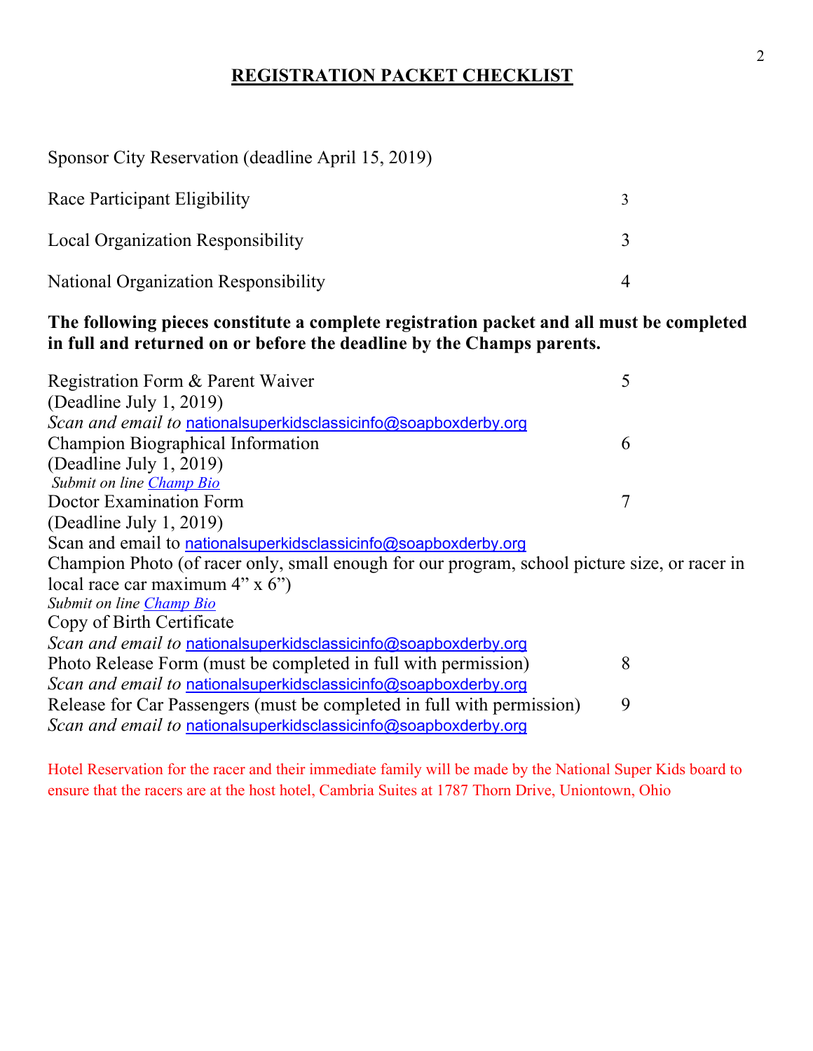# REGISTRATION PACKET CHECKLIST

| Item | Page |
|---|---|
| Sponsor City Reservation (deadline April 15, 2019) | |
| Race Participant Eligibility | 3 |
| Local Organization Responsibility | 3 |
| National Organization Responsibility | 4 |

**The following pieces constitute a complete registration packet and all must be completed in full and returned on or before the deadline by the Champs parents.**

| Item | Page |
|---|---|
| Registration Form & Parent Waiver<br>(Deadline July 1, 2019)<br>*Scan and email to* nationalsuperkidsclassicinfo@soapboxderby.org | 5 |
| Champion Biographical Information<br>(Deadline July 1, 2019)<br>*Submit on line Champ Bio* | 6 |
| Doctor Examination Form<br>(Deadline July 1, 2019)<br>Scan and email to nationalsuperkidsclassicinfo@soapboxderby.org | 7 |
| Champion Photo (of racer only, small enough for our program, school picture size, or racer in local race car maximum 4" x 6")<br>*Submit on line Champ Bio* | |
| Copy of Birth Certificate<br>*Scan and email to* nationalsuperkidsclassicinfo@soapboxderby.org | |
| Photo Release Form (must be completed in full with permission)<br>*Scan and email to* nationalsuperkidsclassicinfo@soapboxderby.org | 8 |
| Release for Car Passengers (must be completed in full with permission)<br>*Scan and email to* nationalsuperkidsclassicinfo@soapboxderby.org | 9 |

Hotel Reservation for the racer and their immediate family will be made by the National Super Kids board to ensure that the racers are at the host hotel, Cambria Suites at 1787 Thorn Drive, Uniontown, Ohio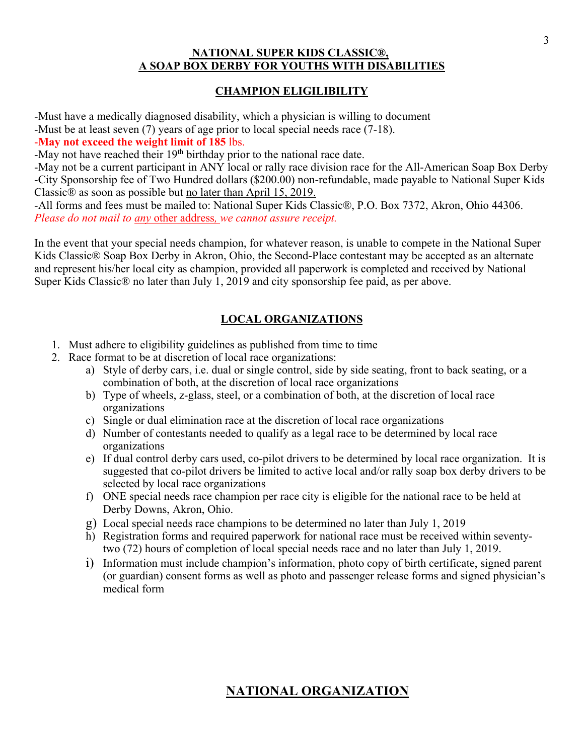## NATIONAL SUPER KIDS CLASSIC®, A SOAP BOX DERBY FOR YOUTHS WITH DISABILITIES

### CHAMPION ELIGIBILITY

-Must have a medically diagnosed disability, which a physician is willing to document
-Must be at least seven (7) years of age prior to local special needs race (7-18).
-**May not exceed the weight limit of 185** lbs.
-May not have reached their 19th birthday prior to the national race date.
-May not be a current participant in ANY local or rally race division race for the All-American Soap Box Derby
-City Sponsorship fee of Two Hundred dollars ($200.00) non-refundable, made payable to National Super Kids Classic® as soon as possible but no later than April 15, 2019.
-All forms and fees must be mailed to: National Super Kids Classic®, P.O. Box 7372, Akron, Ohio 44306. *Please do not mail to any other address, we cannot assure receipt.*

In the event that your special needs champion, for whatever reason, is unable to compete in the National Super Kids Classic® Soap Box Derby in Akron, Ohio, the Second-Place contestant may be accepted as an alternate and represent his/her local city as champion, provided all paperwork is completed and received by National Super Kids Classic® no later than July 1, 2019 and city sponsorship fee paid, as per above.

### LOCAL ORGANIZATIONS

1. Must adhere to eligibility guidelines as published from time to time
2. Race format to be at discretion of local race organizations:
   a) Style of derby cars, i.e. dual or single control, side by side seating, front to back seating, or a combination of both, at the discretion of local race organizations
   b) Type of wheels, z-glass, steel, or a combination of both, at the discretion of local race organizations
   c) Single or dual elimination race at the discretion of local race organizations
   d) Number of contestants needed to qualify as a legal race to be determined by local race organizations
   e) If dual control derby cars used, co-pilot drivers to be determined by local race organization. It is suggested that co-pilot drivers be limited to active local and/or rally soap box derby drivers to be selected by local race organizations
   f) ONE special needs race champion per race city is eligible for the national race to be held at Derby Downs, Akron, Ohio.
   g) Local special needs race champions to be determined no later than July 1, 2019
   h) Registration forms and required paperwork for national race must be received within seventy-two (72) hours of completion of local special needs race and no later than July 1, 2019.
   i) Information must include champion's information, photo copy of birth certificate, signed parent (or guardian) consent forms as well as photo and passenger release forms and signed physician's medical form

## NATIONAL ORGANIZATION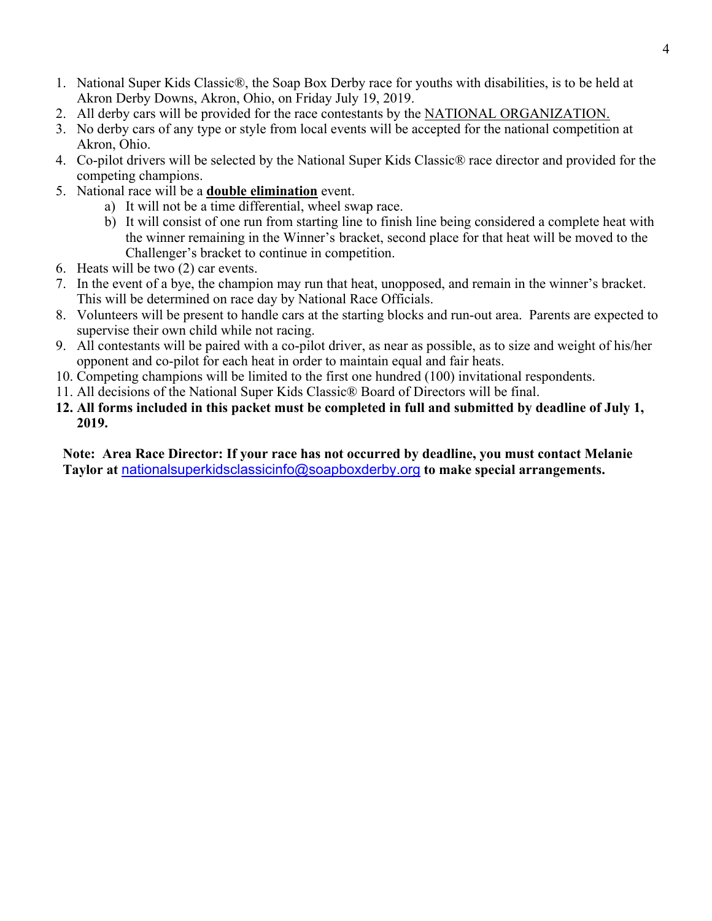1. National Super Kids Classic®, the Soap Box Derby race for youths with disabilities, is to be held at Akron Derby Downs, Akron, Ohio, on Friday July 19, 2019.
2. All derby cars will be provided for the race contestants by the NATIONAL ORGANIZATION.
3. No derby cars of any type or style from local events will be accepted for the national competition at Akron, Ohio.
4. Co-pilot drivers will be selected by the National Super Kids Classic® race director and provided for the competing champions.
5. National race will be a **double elimination** event.
   a) It will not be a time differential, wheel swap race.
   b) It will consist of one run from starting line to finish line being considered a complete heat with the winner remaining in the Winner's bracket, second place for that heat will be moved to the Challenger's bracket to continue in competition.
6. Heats will be two (2) car events.
7. In the event of a bye, the champion may run that heat, unopposed, and remain in the winner's bracket. This will be determined on race day by National Race Officials.
8. Volunteers will be present to handle cars at the starting blocks and run-out area. Parents are expected to supervise their own child while not racing.
9. All contestants will be paired with a co-pilot driver, as near as possible, as to size and weight of his/her opponent and co-pilot for each heat in order to maintain equal and fair heats.
10. Competing champions will be limited to the first one hundred (100) invitational respondents.
11. All decisions of the National Super Kids Classic® Board of Directors will be final.
12. **All forms included in this packet must be completed in full and submitted by deadline of July 1, 2019.**

**Note: Area Race Director: If your race has not occurred by deadline, you must contact Melanie Taylor at nationalsuperkidsclassicinfo@soapboxderby.org to make special arrangements.**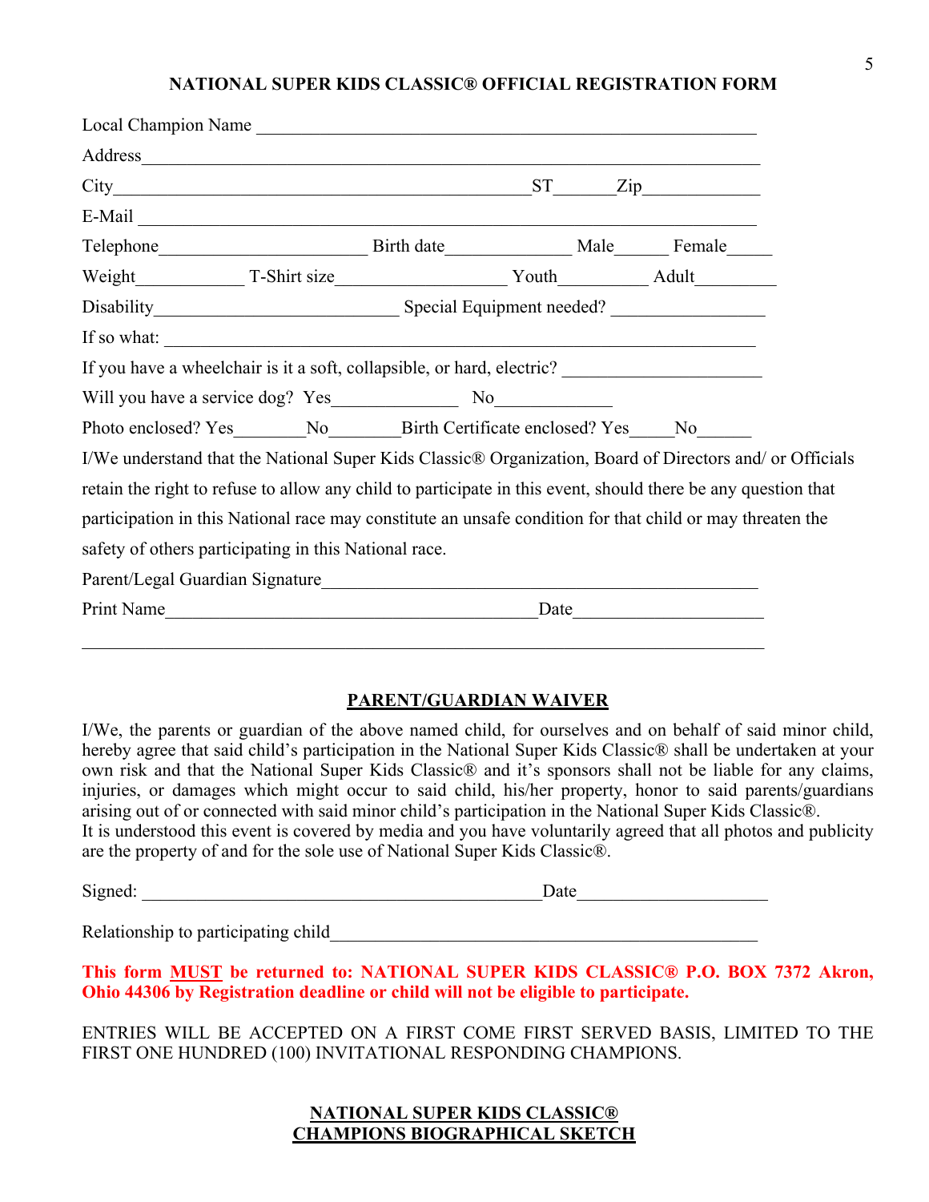## NATIONAL SUPER KIDS CLASSIC® OFFICIAL REGISTRATION FORM

Local Champion Name ____________________________________________________

Address____________________________________________________________

City_____________________________________________ST______Zip____________

E-Mail ____________________________________________________________

Telephone______________________ Birth date_____________ Male______ Female_____

Weight___________ T-Shirt size__________________ Youth_________ Adult_________

Disability________________________ Special Equipment needed? ________________

If so what: ________________________________________________________

If you have a wheelchair is it a soft, collapsible, or hard, electric? ____________________

Will you have a service dog? Yes_____________ No____________

Photo enclosed? Yes________No________Birth Certificate enclosed? Yes_____No______

I/We understand that the National Super Kids Classic® Organization, Board of Directors and/ or Officials retain the right to refuse to allow any child to participate in this event, should there be any question that participation in this National race may constitute an unsafe condition for that child or may threaten the safety of others participating in this National race.

Parent/Legal Guardian Signature_____________________________________________

Print Name________________________________________Date____________________

___________________________________________________________________________

## PARENT/GUARDIAN WAIVER

I/We, the parents or guardian of the above named child, for ourselves and on behalf of said minor child, hereby agree that said child's participation in the National Super Kids Classic® shall be undertaken at your own risk and that the National Super Kids Classic® and it's sponsors shall not be liable for any claims, injuries, or damages which might occur to said child, his/her property, honor to said parents/guardians arising out of or connected with said minor child's participation in the National Super Kids Classic®.
It is understood this event is covered by media and you have voluntarily agreed that all photos and publicity are the property of and for the sole use of National Super Kids Classic®.

Signed: ____________________________________________Date____________________

Relationship to participating child______________________________________________

**This form MUST be returned to: NATIONAL SUPER KIDS CLASSIC® P.O. BOX 7372 Akron, Ohio 44306 by Registration deadline or child will not be eligible to participate.**

ENTRIES WILL BE ACCEPTED ON A FIRST COME FIRST SERVED BASIS, LIMITED TO THE FIRST ONE HUNDRED (100) INVITATIONAL RESPONDING CHAMPIONS.

## NATIONAL SUPER KIDS CLASSIC® CHAMPIONS BIOGRAPHICAL SKETCH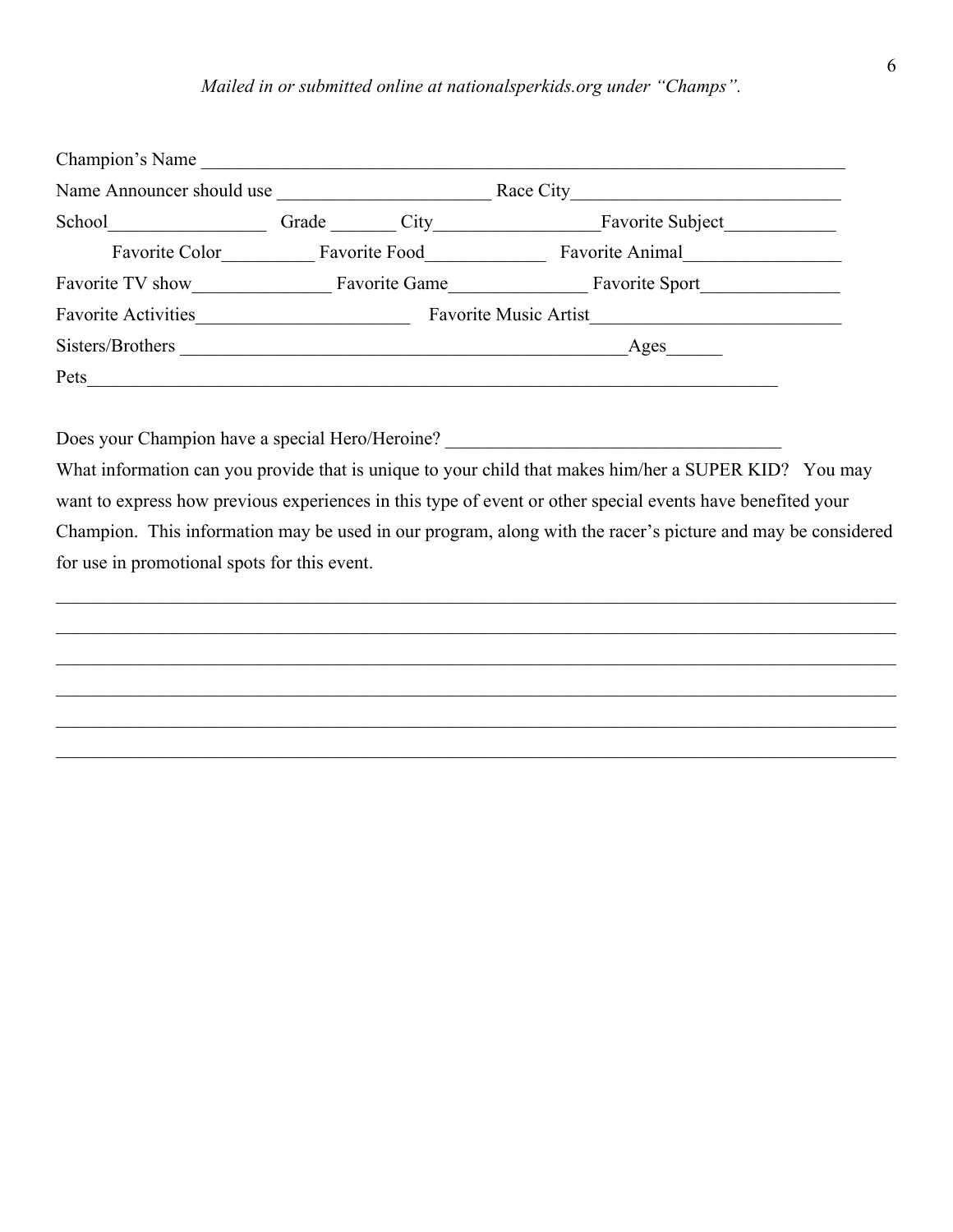*Mailed in or submitted online at nationalsperkids.org under "Champs".*

Champion's Name ___________________________________________________________________________

Name Announcer should use _______________________ Race City_____________________________

School_________________ Grade _______ City_________________Favorite Subject____________

Favorite Color__________ Favorite Food_____________ Favorite Animal_________________

Favorite TV show_______________ Favorite Game_______________ Favorite Sport_______________

Favorite Activities_______________________ Favorite Music Artist___________________________

Sisters/Brothers _________________________________________________Ages______

Pets____________________________________________________________________________

Does your Champion have a special Hero/Heroine? ____________________________________

What information can you provide that is unique to your child that makes him/her a SUPER KID? You may want to express how previous experiences in this type of event or other special events have benefited your Champion. This information may be used in our program, along with the racer's picture and may be considered for use in promotional spots for this event.

____________________________________________________________________________________________

____________________________________________________________________________________________

____________________________________________________________________________________________

____________________________________________________________________________________________

____________________________________________________________________________________________

____________________________________________________________________________________________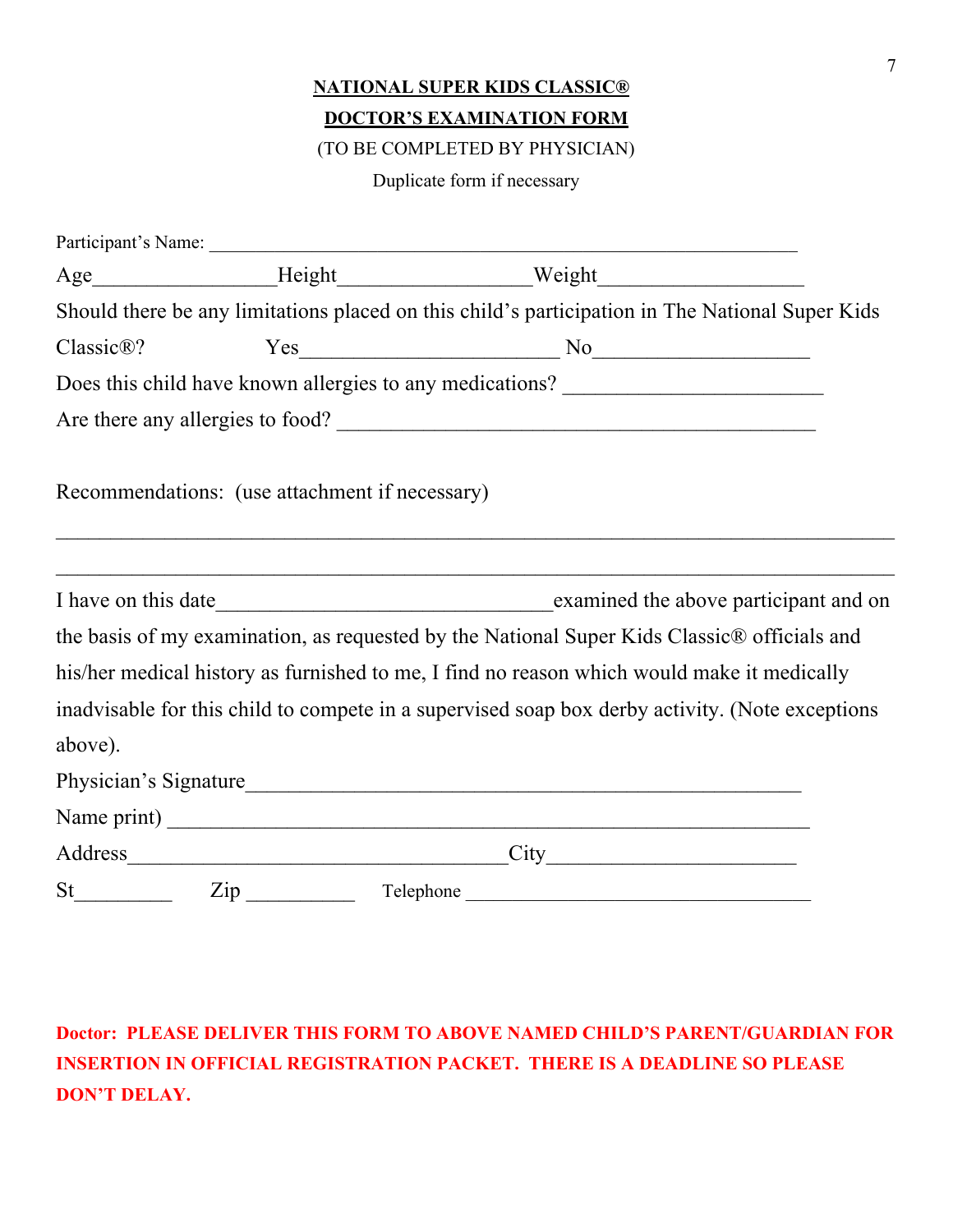# NATIONAL SUPER KIDS CLASSIC®

## DOCTOR'S EXAMINATION FORM

(TO BE COMPLETED BY PHYSICIAN)

Duplicate form if necessary

Participant's Name: ___________________________________________________________

Age________________Height_________________Weight__________________

Should there be any limitations placed on this child's participation in The National Super Kids Classic®? Yes_______________________ No___________________

Does this child have known allergies to any medications? _______________________

Are there any allergies to food? ___________________________________________

Recommendations: (use attachment if necessary)

___________________________________________________________________________

___________________________________________________________________________

I have on this date______________________________examined the above participant and on the basis of my examination, as requested by the National Super Kids Classic® officials and his/her medical history as furnished to me, I find no reason which would make it medically inadvisable for this child to compete in a supervised soap box derby activity. (Note exceptions above).

Physician's Signature_________________________________________________

Name print) ________________________________________________________

Address__________________________________City______________________

St_________ Zip __________ Telephone _________________________________

**Doctor: PLEASE DELIVER THIS FORM TO ABOVE NAMED CHILD'S PARENT/GUARDIAN FOR INSERTION IN OFFICIAL REGISTRATION PACKET. THERE IS A DEADLINE SO PLEASE DON'T DELAY.**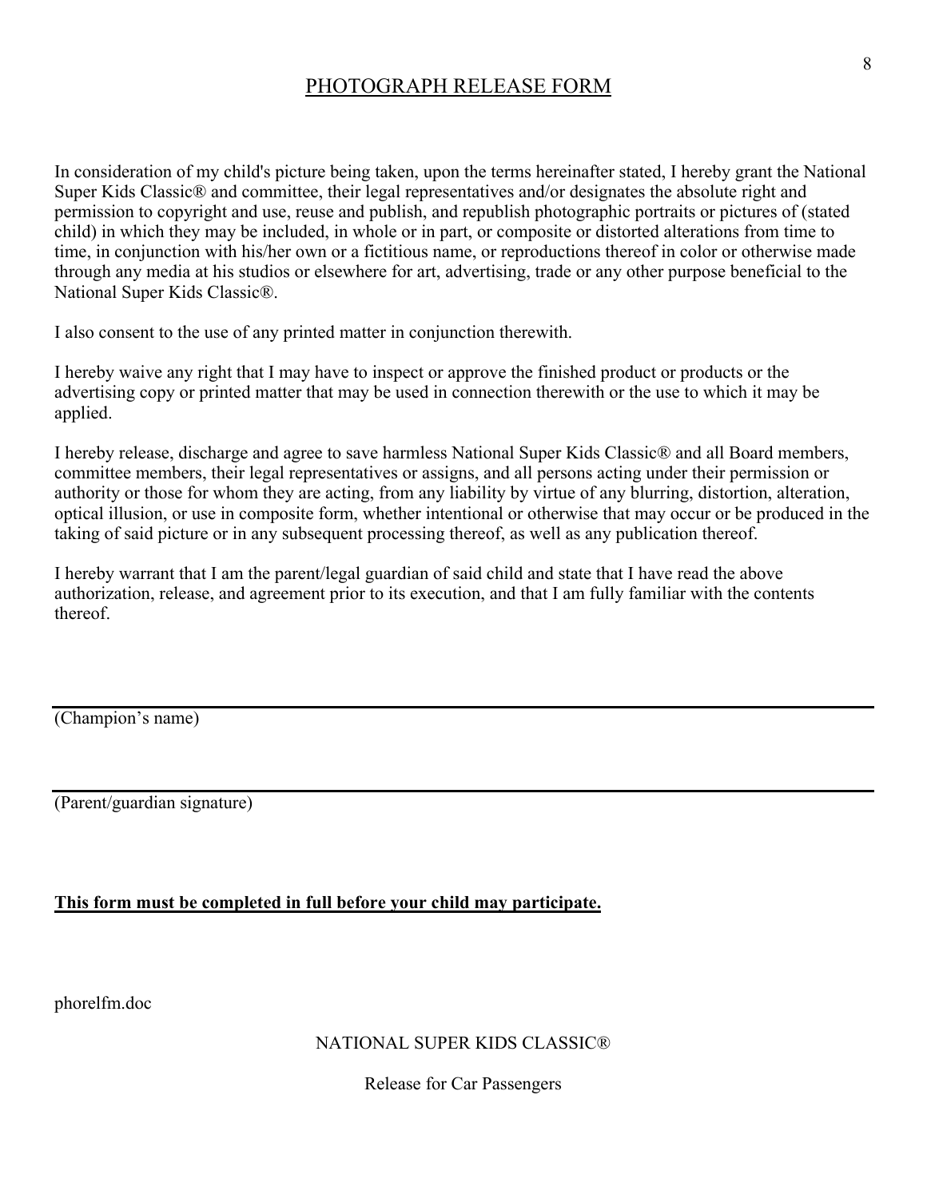# PHOTOGRAPH RELEASE FORM

In consideration of my child's picture being taken, upon the terms hereinafter stated, I hereby grant the National Super Kids Classic® and committee, their legal representatives and/or designates the absolute right and permission to copyright and use, reuse and publish, and republish photographic portraits or pictures of (stated child) in which they may be included, in whole or in part, or composite or distorted alterations from time to time, in conjunction with his/her own or a fictitious name, or reproductions thereof in color or otherwise made through any media at his studios or elsewhere for art, advertising, trade or any other purpose beneficial to the National Super Kids Classic®.

I also consent to the use of any printed matter in conjunction therewith.

I hereby waive any right that I may have to inspect or approve the finished product or products or the advertising copy or printed matter that may be used in connection therewith or the use to which it may be applied.

I hereby release, discharge and agree to save harmless National Super Kids Classic® and all Board members, committee members, their legal representatives or assigns, and all persons acting under their permission or authority or those for whom they are acting, from any liability by virtue of any blurring, distortion, alteration, optical illusion, or use in composite form, whether intentional or otherwise that may occur or be produced in the taking of said picture or in any subsequent processing thereof, as well as any publication thereof.

I hereby warrant that I am the parent/legal guardian of said child and state that I have read the above authorization, release, and agreement prior to its execution, and that I am fully familiar with the contents thereof.

______________________________________________________________________

(Champion's name)

______________________________________________________________________

(Parent/guardian signature)

**<u>This form must be completed in full before your child may participate.</u>**

phorelfm.doc

NATIONAL SUPER KIDS CLASSIC®

Release for Car Passengers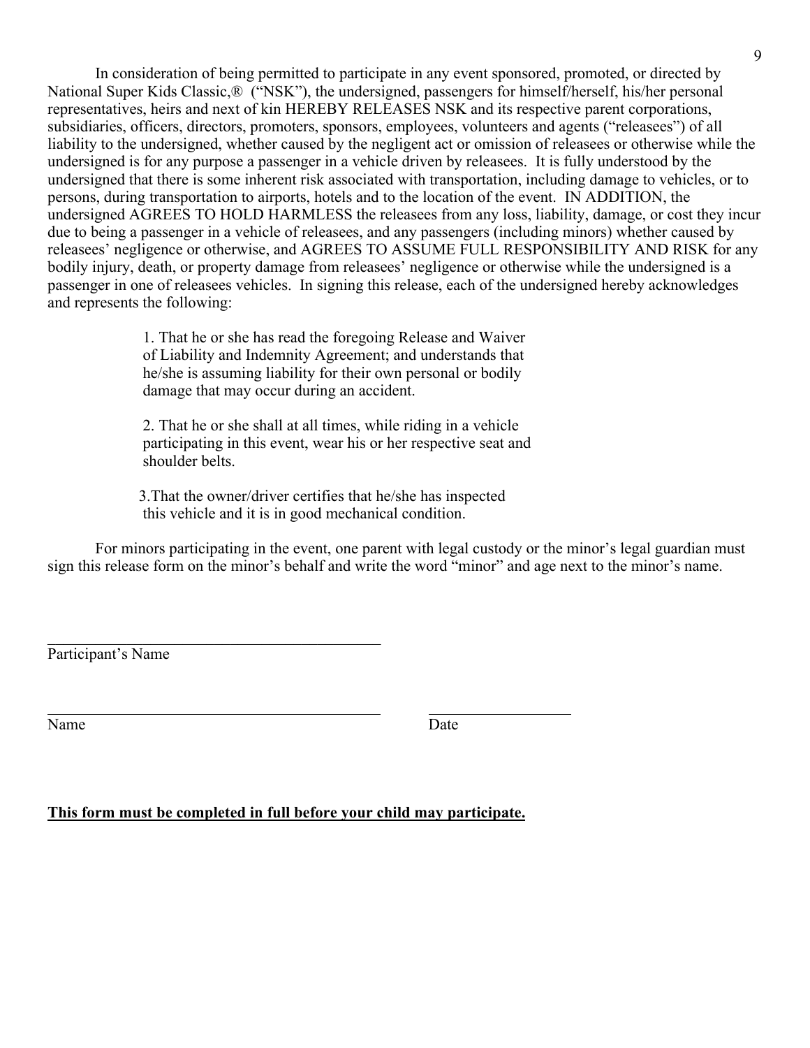In consideration of being permitted to participate in any event sponsored, promoted, or directed by National Super Kids Classic,® ("NSK"), the undersigned, passengers for himself/herself, his/her personal representatives, heirs and next of kin HEREBY RELEASES NSK and its respective parent corporations, subsidiaries, officers, directors, promoters, sponsors, employees, volunteers and agents ("releasees") of all liability to the undersigned, whether caused by the negligent act or omission of releasees or otherwise while the undersigned is for any purpose a passenger in a vehicle driven by releasees. It is fully understood by the undersigned that there is some inherent risk associated with transportation, including damage to vehicles, or to persons, during transportation to airports, hotels and to the location of the event. IN ADDITION, the undersigned AGREES TO HOLD HARMLESS the releasees from any loss, liability, damage, or cost they incur due to being a passenger in a vehicle of releasees, and any passengers (including minors) whether caused by releasees' negligence or otherwise, and AGREES TO ASSUME FULL RESPONSIBILITY AND RISK for any bodily injury, death, or property damage from releasees' negligence or otherwise while the undersigned is a passenger in one of releasees vehicles. In signing this release, each of the undersigned hereby acknowledges and represents the following:

1. That he or she has read the foregoing Release and Waiver of Liability and Indemnity Agreement; and understands that he/she is assuming liability for their own personal or bodily damage that may occur during an accident.

2. That he or she shall at all times, while riding in a vehicle participating in this event, wear his or her respective seat and shoulder belts.

3. That the owner/driver certifies that he/she has inspected this vehicle and it is in good mechanical condition.

For minors participating in the event, one parent with legal custody or the minor's legal guardian must sign this release form on the minor's behalf and write the word "minor" and age next to the minor's name.

_____________________________________________
Participant's Name

_____________________________________________ ____________________
Name Date

**<u>This form must be completed in full before your child may participate.</u>**